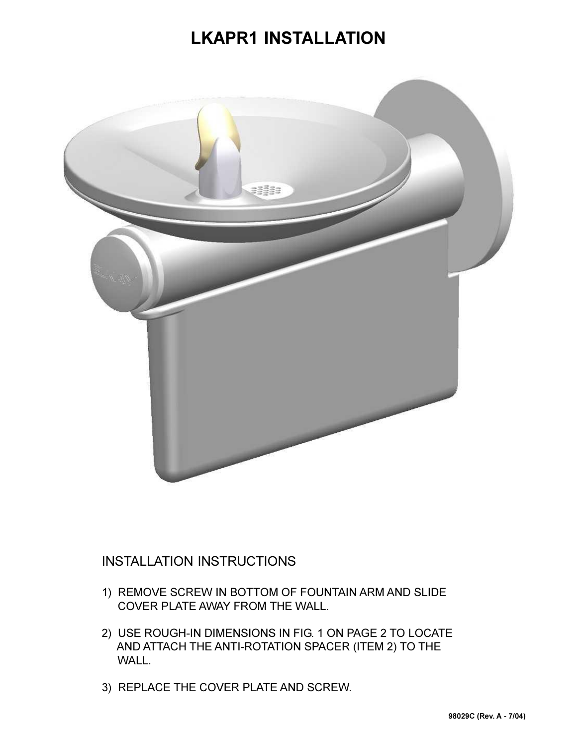# LKAPR1 INSTALLATION

## INSTALLATION INSTRUCTIONS

1) REMOVE SCREW IN BOTTOM OF FOUNTAIN ARM AND SLIDE COVER PLATE AWAY FROM THE WALL.

2) USE ROUGH-IN DIMENSIONS IN FIG. 1 ON PAGE 2 TO LOCATE AND ATTACH THE ANTI-ROTATION SPACER (ITEM 2) TO THE WALL.

3) REPLACE THE COVER PLATE AND SCREW.

**98029C (Rev. A - 7/04)**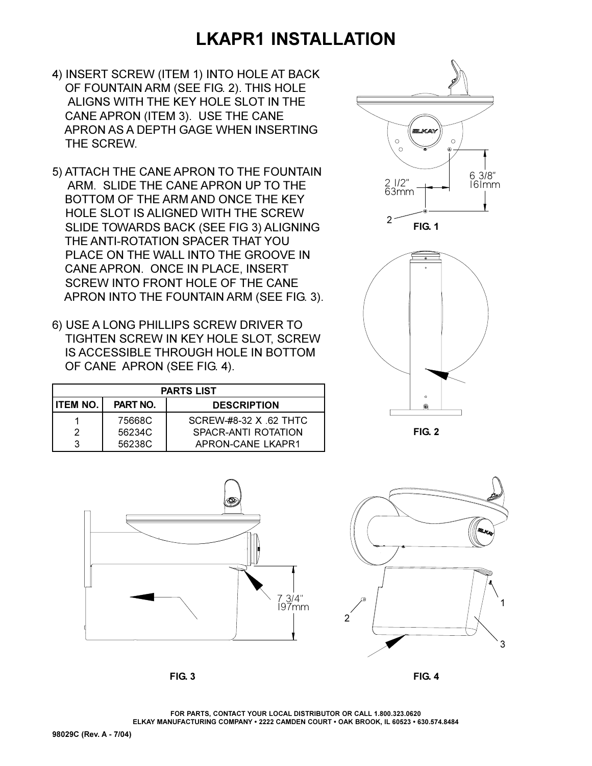# LKAPR1 INSTALLATION

4) INSERT SCREW (ITEM 1) INTO HOLE AT BACK OF FOUNTAIN ARM (SEE FIG. 2). THIS HOLE ALIGNS WITH THE KEY HOLE SLOT IN THE CANE APRON (ITEM 3). USE THE CANE APRON AS A DEPTH GAGE WHEN INSERTING THE SCREW.

5) ATTACH THE CANE APRON TO THE FOUNTAIN ARM. SLIDE THE CANE APRON UP TO THE BOTTOM OF THE ARM AND ONCE THE KEY HOLE SLOT IS ALIGNED WITH THE SCREW SLIDE TOWARDS BACK (SEE FIG 3) ALIGNING THE ANTI-ROTATION SPACER THAT YOU PLACE ON THE WALL INTO THE GROOVE IN CANE APRON. ONCE IN PLACE, INSERT SCREW INTO FRONT HOLE OF THE CANE APRON INTO THE FOUNTAIN ARM (SEE FIG. 3).

6) USE A LONG PHILLIPS SCREW DRIVER TO TIGHTEN SCREW IN KEY HOLE SLOT, SCREW IS ACCESSIBLE THROUGH HOLE IN BOTTOM OF CANE APRON (SEE FIG. 4).

| PARTS LIST | | |
|---|---|---|
| **ITEM NO.** | **PART NO.** | **DESCRIPTION** |
| 1 | 75668C | SCREW-#8-32 X .62 THTC |
| 2 | 56234C | SPACR-ANTI ROTATION |
| 3 | 56238C | APRON-CANE LKAPR1 |

6 3/8"
161mm

2 1/2"
63mm

2

**FIG. 1**

**FIG. 2**

7 3/4"
197mm

**FIG. 3**

1

2

3

**FIG. 4**

FOR PARTS, CONTACT YOUR LOCAL DISTRIBUTOR OR CALL 1.800.323.0620
ELKAY MANUFACTURING COMPANY • 2222 CAMDEN COURT • OAK BROOK, IL 60523 • 630.574.8484

98029C (Rev. A - 7/04)